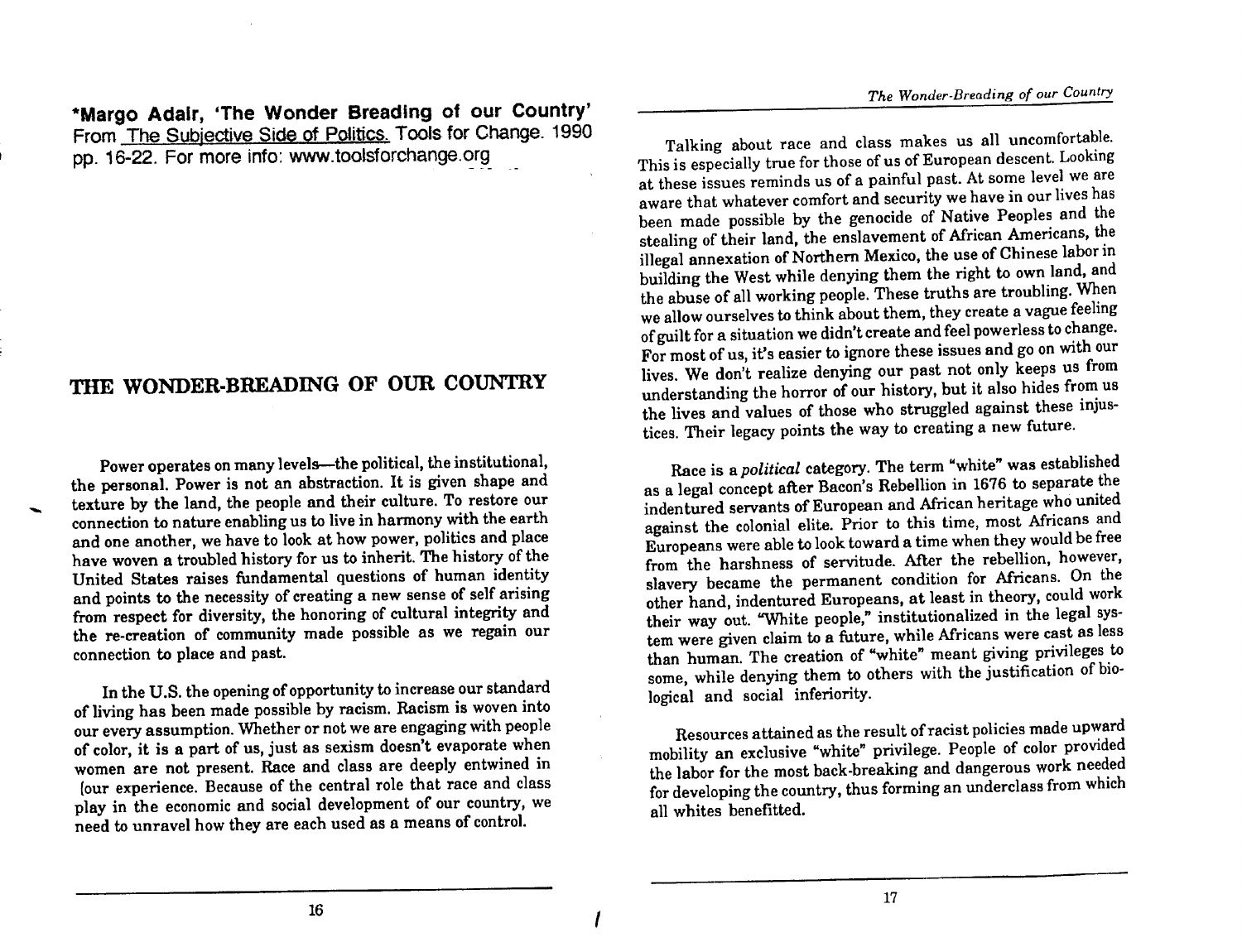***Margo Adair, 'The Wonder Breading of our Country'**
From The Subjective Side of Politics. Tools for Change. 1990
pp. 16-22. For more info: www.toolsforchange.org

# THE WONDER-BREADING OF OUR COUNTRY

Power operates on many levels—the political, the institutional, the personal. Power is not an abstraction. It is given shape and texture by the land, the people and their culture. To restore our connection to nature enabling us to live in harmony with the earth and one another, we have to look at how power, politics and place have woven a troubled history for us to inherit. The history of the United States raises fundamental questions of human identity and points to the necessity of creating a new sense of self arising from respect for diversity, the honoring of cultural integrity and the re-creation of community made possible as we regain our connection to place and past.

In the U.S. the opening of opportunity to increase our standard of living has been made possible by racism. Racism is woven into our every assumption. Whether or not we are engaging with people of color, it is a part of us, just as sexism doesn't evaporate when women are not present. Race and class are deeply entwined in our experience. Because of the central role that race and class play in the economic and social development of our country, we need to unravel how they are each used as a means of control.

Talking about race and class makes us all uncomfortable. This is especially true for those of us of European descent. Looking at these issues reminds us of a painful past. At some level we are aware that whatever comfort and security we have in our lives has been made possible by the genocide of Native Peoples and the stealing of their land, the enslavement of African Americans, the illegal annexation of Northern Mexico, the use of Chinese labor in building the West while denying them the right to own land, and the abuse of all working people. These truths are troubling. When we allow ourselves to think about them, they create a vague feeling of guilt for a situation we didn't create and feel powerless to change. For most of us, it's easier to ignore these issues and go on with our lives. We don't realize denying our past not only keeps us from understanding the horror of our history, but it also hides from us the lives and values of those who struggled against these injustices. Their legacy points the way to creating a new future.

Race is a *political* category. The term "white" was established as a legal concept after Bacon's Rebellion in 1676 to separate the indentured servants of European and African heritage who united against the colonial elite. Prior to this time, most Africans and Europeans were able to look toward a time when they would be free from the harshness of servitude. After the rebellion, however, slavery became the permanent condition for Africans. On the other hand, indentured Europeans, at least in theory, could work their way out. "White people," institutionalized in the legal system were given claim to a future, while Africans were cast as less than human. The creation of "white" meant giving privileges to some, while denying them to others with the justification of biological and social inferiority.

Resources attained as the result of racist policies made upward mobility an exclusive "white" privilege. People of color provided the labor for the most back-breaking and dangerous work needed for developing the country, thus forming an underclass from which all whites benefitted.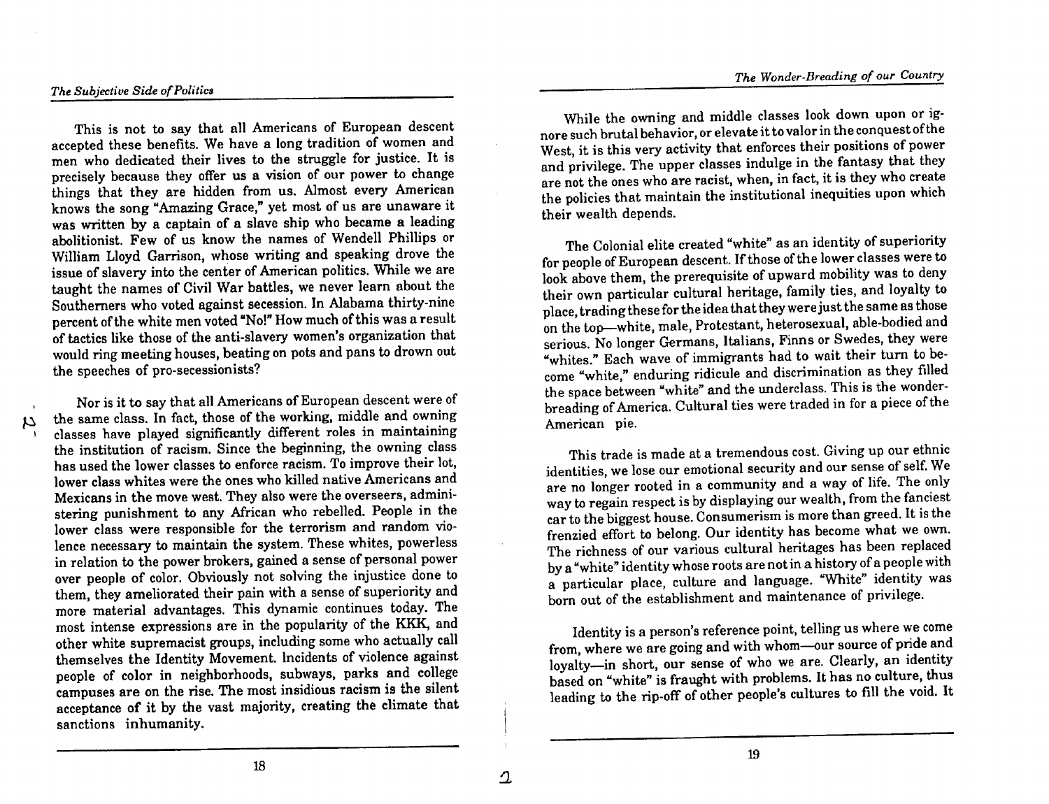This is not to say that all Americans of European descent accepted these benefits. We have a long tradition of women and men who dedicated their lives to the struggle for justice. It is precisely because they offer us a vision of our power to change things that they are hidden from us. Almost every American knows the song "Amazing Grace," yet most of us are unaware it was written by a captain of a slave ship who became a leading abolitionist. Few of us know the names of Wendell Phillips or William Lloyd Garrison, whose writing and speaking drove the issue of slavery into the center of American politics. While we are taught the names of Civil War battles, we never learn about the Southerners who voted against secession. In Alabama thirty-nine percent of the white men voted "No!" How much of this was a result of tactics like those of the anti-slavery women's organization that would ring meeting houses, beating on pots and pans to drown out the speeches of pro-secessionists?

Nor is it to say that all Americans of European descent were of the same class. In fact, those of the working, middle and owning classes have played significantly different roles in maintaining the institution of racism. Since the beginning, the owning class has used the lower classes to enforce racism. To improve their lot, lower class whites were the ones who killed native Americans and Mexicans in the move west. They also were the overseers, administering punishment to any African who rebelled. People in the lower class were responsible for the terrorism and random violence necessary to maintain the system. These whites, powerless in relation to the power brokers, gained a sense of personal power over people of color. Obviously not solving the injustice done to them, they ameliorated their pain with a sense of superiority and more material advantages. This dynamic continues today. The most intense expressions are in the popularity of the KKK, and other white supremacist groups, including some who actually call themselves the Identity Movement. Incidents of violence against people of color in neighborhoods, subways, parks and college campuses are on the rise. The most insidious racism is the silent acceptance of it by the vast majority, creating the climate that sanctions inhumanity.

While the owning and middle classes look down upon or ignore such brutal behavior, or elevate it to valor in the conquest of the West, it is this very activity that enforces their positions of power and privilege. The upper classes indulge in the fantasy that they are not the ones who are racist, when, in fact, it is they who create the policies that maintain the institutional inequities upon which their wealth depends.

The Colonial elite created "white" as an identity of superiority for people of European descent. If those of the lower classes were to look above them, the prerequisite of upward mobility was to deny their own particular cultural heritage, family ties, and loyalty to place, trading these for the idea that they were just the same as those on the top—white, male, Protestant, heterosexual, able-bodied and serious. No longer Germans, Italians, Finns or Swedes, they were "whites." Each wave of immigrants had to wait their turn to become "white," enduring ridicule and discrimination as they filled the space between "white" and the underclass. This is the wonder-breading of America. Cultural ties were traded in for a piece of the American pie.

This trade is made at a tremendous cost. Giving up our ethnic identities, we lose our emotional security and our sense of self. We are no longer rooted in a community and a way of life. The only way to regain respect is by displaying our wealth, from the fanciest car to the biggest house. Consumerism is more than greed. It is the frenzied effort to belong. Our identity has become what we own. The richness of our various cultural heritages has been replaced by a "white" identity whose roots are not in a history of a people with a particular place, culture and language. "White" identity was born out of the establishment and maintenance of privilege.

Identity is a person's reference point, telling us where we come from, where we are going and with whom—our source of pride and loyalty—in short, our sense of who we are. Clearly, an identity based on "white" is fraught with problems. It has no culture, thus leading to the rip-off of other people's cultures to fill the void. It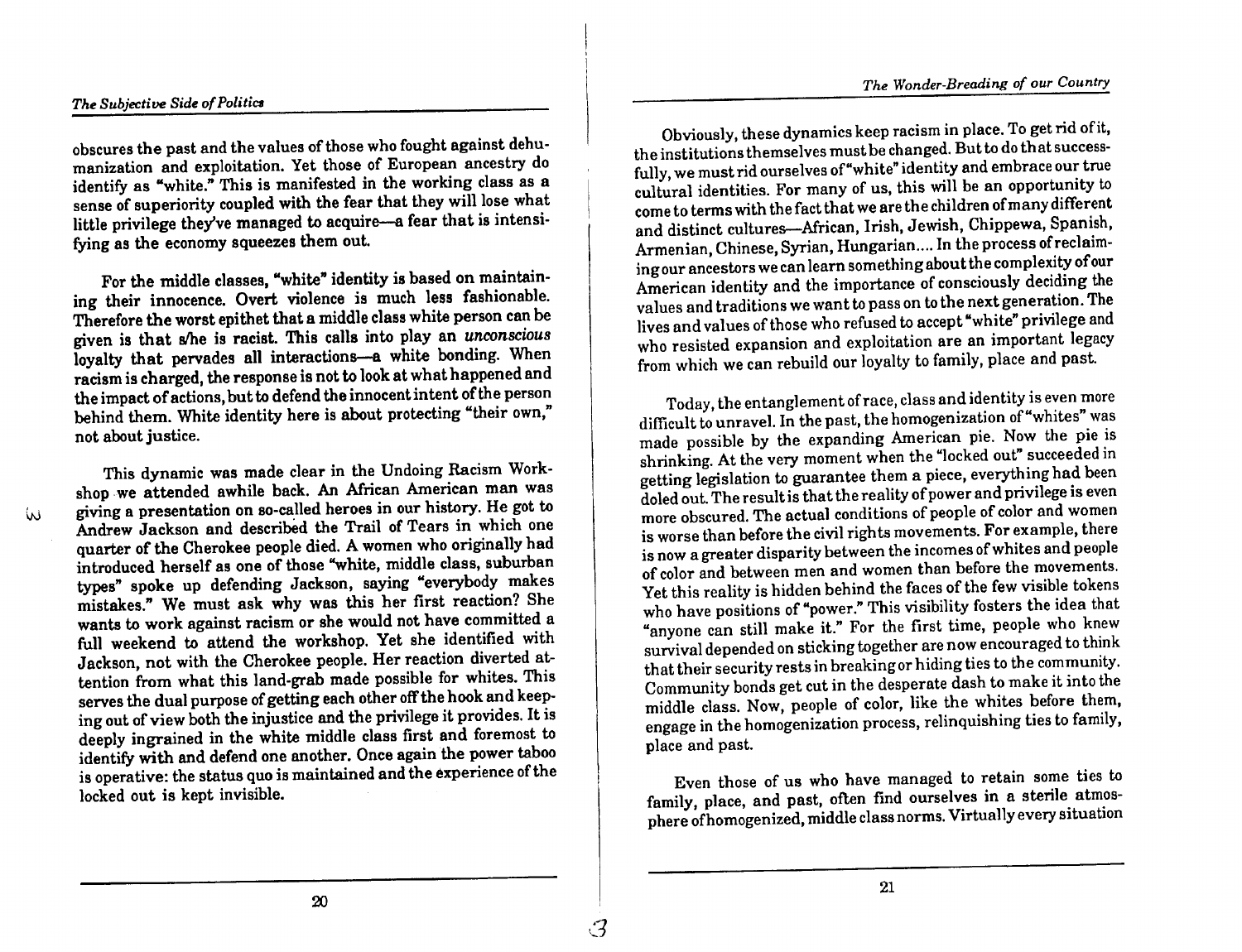obscures the past and the values of those who fought against dehumanization and exploitation. Yet those of European ancestry do identify as "white." This is manifested in the working class as a sense of superiority coupled with the fear that they will lose what little privilege they've managed to acquire—a fear that is intensifying as the economy squeezes them out.

For the middle classes, "white" identity is based on maintaining their innocence. Overt violence is much less fashionable. Therefore the worst epithet that a middle class white person can be given is that s/he is racist. This calls into play an *unconscious* loyalty that pervades all interactions—a white bonding. When racism is charged, the response is not to look at what happened and the impact of actions, but to defend the innocent intent of the person behind them. White identity here is about protecting "their own," not about justice.

This dynamic was made clear in the Undoing Racism Workshop we attended awhile back. An African American man was giving a presentation on so-called heroes in our history. He got to Andrew Jackson and described the Trail of Tears in which one quarter of the Cherokee people died. A women who originally had introduced herself as one of those "white, middle class, suburban types" spoke up defending Jackson, saying "everybody makes mistakes." We must ask why was this her first reaction? She wants to work against racism or she would not have committed a full weekend to attend the workshop. Yet she identified with Jackson, not with the Cherokee people. Her reaction diverted attention from what this land-grab made possible for whites. This serves the dual purpose of getting each other off the hook and keeping out of view both the injustice and the privilege it provides. It is deeply ingrained in the white middle class first and foremost to identify with and defend one another. Once again the power taboo is operative: the status quo is maintained and the experience of the locked out is kept invisible.

Obviously, these dynamics keep racism in place. To get rid of it, the institutions themselves must be changed. But to do that successfully, we must rid ourselves of "white" identity and embrace our true cultural identities. For many of us, this will be an opportunity to come to terms with the fact that we are the children of many different and distinct cultures—African, Irish, Jewish, Chippewa, Spanish, Armenian, Chinese, Syrian, Hungarian.... In the process of reclaiming our ancestors we can learn something about the complexity of our American identity and the importance of consciously deciding the values and traditions we want to pass on to the next generation. The lives and values of those who refused to accept "white" privilege and who resisted expansion and exploitation are an important legacy from which we can rebuild our loyalty to family, place and past.

Today, the entanglement of race, class and identity is even more difficult to unravel. In the past, the homogenization of "whites" was made possible by the expanding American pie. Now the pie is shrinking. At the very moment when the "locked out" succeeded in getting legislation to guarantee them a piece, everything had been doled out. The result is that the reality of power and privilege is even more obscured. The actual conditions of people of color and women is worse than before the civil rights movements. For example, there is now a greater disparity between the incomes of whites and people of color and between men and women than before the movements. Yet this reality is hidden behind the faces of the few visible tokens who have positions of "power." This visibility fosters the idea that "anyone can still make it." For the first time, people who knew survival depended on sticking together are now encouraged to think that their security rests in breaking or hiding ties to the community. Community bonds get cut in the desperate dash to make it into the middle class. Now, people of color, like the whites before them, engage in the homogenization process, relinquishing ties to family, place and past.

Even those of us who have managed to retain some ties to family, place, and past, often find ourselves in a sterile atmosphere of homogenized, middle class norms. Virtually every situation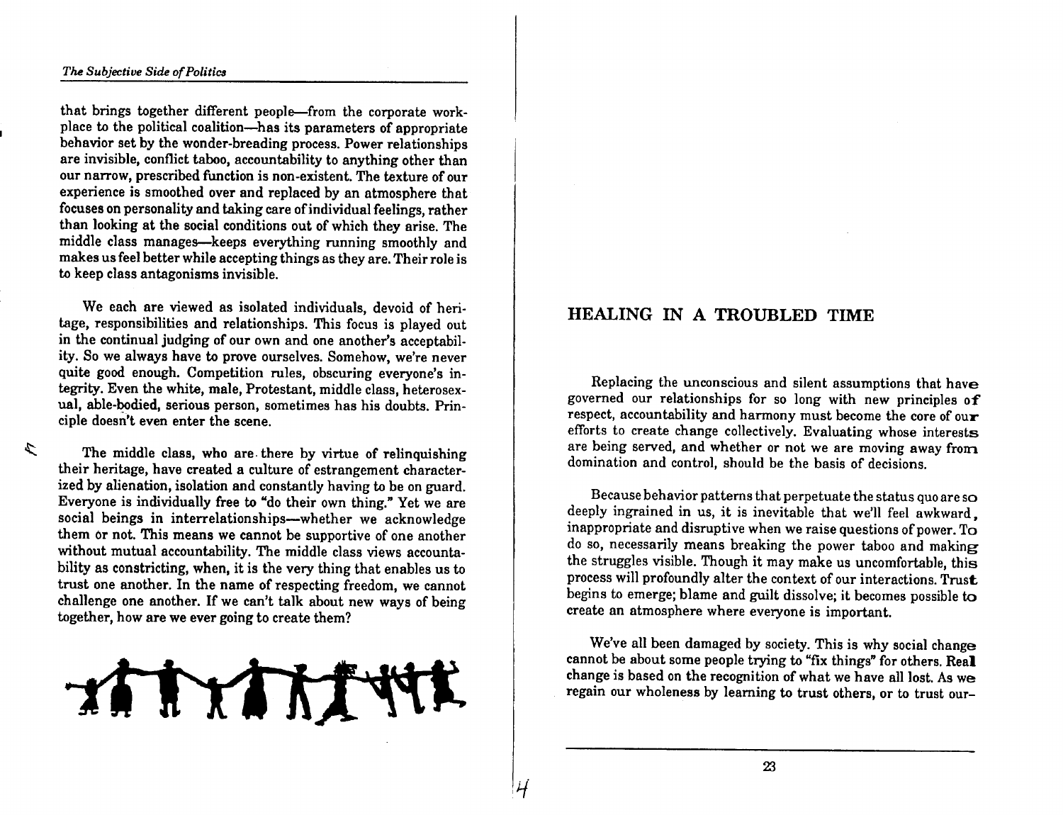that brings together different people—from the corporate workplace to the political coalition—has its parameters of appropriate behavior set by the wonder-breading process. Power relationships are invisible, conflict taboo, accountability to anything other than our narrow, prescribed function is non-existent. The texture of our experience is smoothed over and replaced by an atmosphere that focuses on personality and taking care of individual feelings, rather than looking at the social conditions out of which they arise. The middle class manages—keeps everything running smoothly and makes us feel better while accepting things as they are. Their role is to keep class antagonisms invisible.

We each are viewed as isolated individuals, devoid of heritage, responsibilities and relationships. This focus is played out in the continual judging of our own and one another's acceptability. So we always have to prove ourselves. Somehow, we're never quite good enough. Competition rules, obscuring everyone's integrity. Even the white, male, Protestant, middle class, heterosexual, able-bodied, serious person, sometimes has his doubts. Principle doesn't even enter the scene.

The middle class, who are there by virtue of relinquishing their heritage, have created a culture of estrangement characterized by alienation, isolation and constantly having to be on guard. Everyone is individually free to "do their own thing." Yet we are social beings in interrelationships—whether we acknowledge them or not. This means we cannot be supportive of one another without mutual accountability. The middle class views accountability as constricting, when, it is the very thing that enables us to trust one another. In the name of respecting freedom, we cannot challenge one another. If we can't talk about new ways of being together, how are we ever going to create them?

## HEALING IN A TROUBLED TIME

Replacing the unconscious and silent assumptions that have governed our relationships for so long with new principles of respect, accountability and harmony must become the core of our efforts to create change collectively. Evaluating whose interests are being served, and whether or not we are moving away from domination and control, should be the basis of decisions.

Because behavior patterns that perpetuate the status quo are so deeply ingrained in us, it is inevitable that we'll feel awkward, inappropriate and disruptive when we raise questions of power. To do so, necessarily means breaking the power taboo and making the struggles visible. Though it may make us uncomfortable, this process will profoundly alter the context of our interactions. Trust begins to emerge; blame and guilt dissolve; it becomes possible to create an atmosphere where everyone is important.

We've all been damaged by society. This is why social change cannot be about some people trying to "fix things" for others. Real change is based on the recognition of what we have all lost. As we regain our wholeness by learning to trust others, or to trust our-